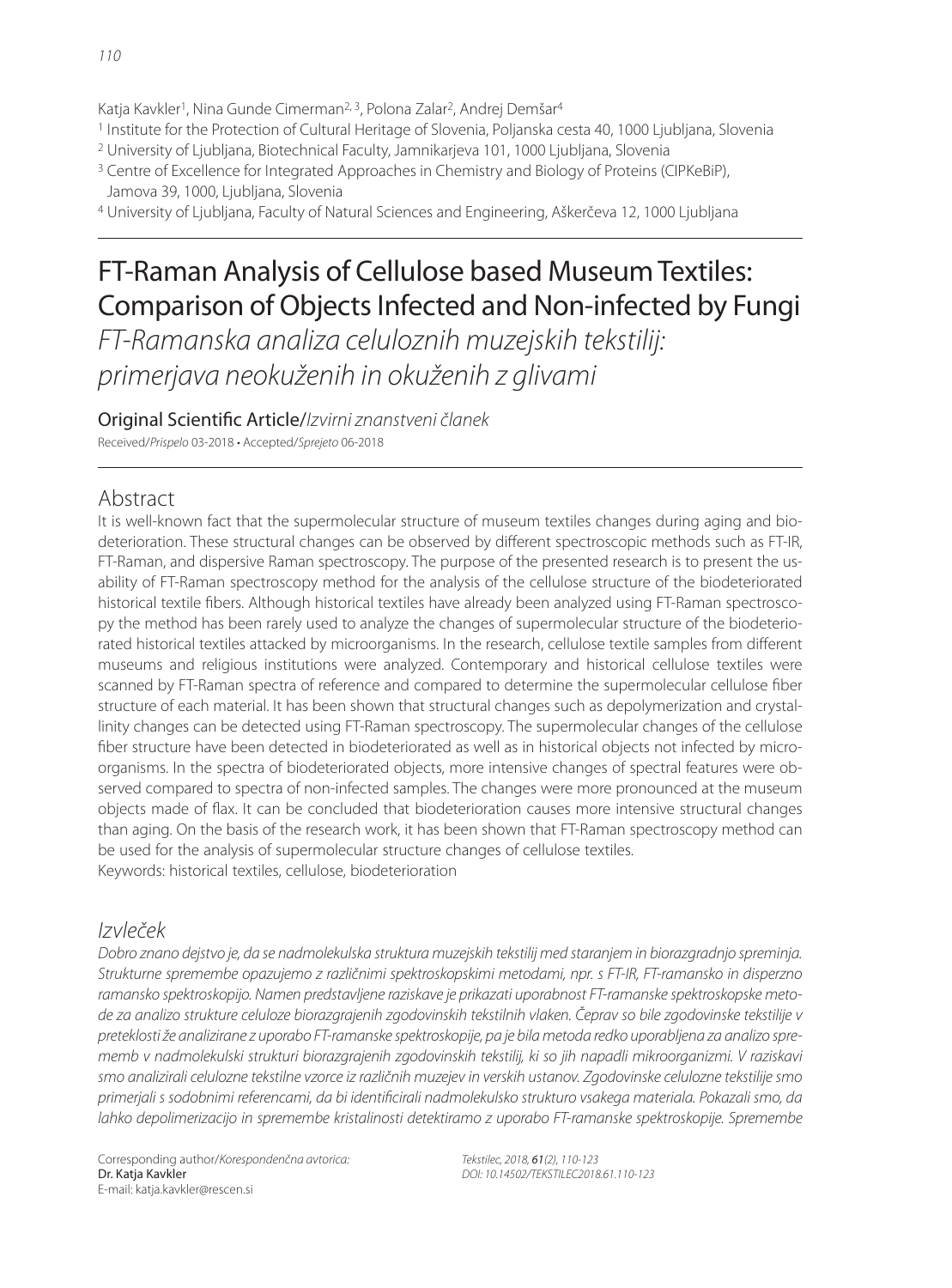Katja Kavkler[1], Nina Gunde Cimerman[2, 3], Polona Zalar[2], Andrej Demšar[4]

[1] Institute for the Protection of Cultural Heritage of Slovenia, Poljanska cesta 40, 1000 Ljubljana, Slovenia
[2] University of Ljubljana, Biotechnical Faculty, Jamnikarjeva 101, 1000 Ljubljana, Slovenia
[3] Centre of Excellence for Integrated Approaches in Chemistry and Biology of Proteins (CIPKeBiP), Jamova 39, 1000, Ljubljana, Slovenia
[4] University of Ljubljana, Faculty of Natural Sciences and Engineering, Aškerčeva 12, 1000 Ljubljana

# FT-Raman Analysis of Cellulose based Museum Textiles: Comparison of Objects Infected and Non-infected by Fungi

*FT-Ramanska analiza celuloznih muzejskih tekstilij: primerjava neokuženih in okuženih z glivami*

Original Scientific Article/*Izvirni znanstveni članek*

Received/*Prispelo* 03-2018 • Accepted/*Sprejeto* 06-2018

## Abstract

It is well-known fact that the supermolecular structure of museum textiles changes during aging and biodeterioration. These structural changes can be observed by different spectroscopic methods such as FT-IR, FT-Raman, and dispersive Raman spectroscopy. The purpose of the presented research is to present the usability of FT-Raman spectroscopy method for the analysis of the cellulose structure of the biodeteriorated historical textile fibers. Although historical textiles have already been analyzed using FT-Raman spectroscopy the method has been rarely used to analyze the changes of supermolecular structure of the biodeteriorated historical textiles attacked by microorganisms. In the research, cellulose textile samples from different museums and religious institutions were analyzed. Contemporary and historical cellulose textiles were scanned by FT-Raman spectra of reference and compared to determine the supermolecular cellulose fiber structure of each material. It has been shown that structural changes such as depolymerization and crystallinity changes can be detected using FT-Raman spectroscopy. The supermolecular changes of the cellulose fiber structure have been detected in biodeteriorated as well as in historical objects not infected by microorganisms. In the spectra of biodeteriorated objects, more intensive changes of spectral features were observed compared to spectra of non-infected samples. The changes were more pronounced at the museum objects made of flax. It can be concluded that biodeterioration causes more intensive structural changes than aging. On the basis of the research work, it has been shown that FT-Raman spectroscopy method can be used for the analysis of supermolecular structure changes of cellulose textiles.

Keywords: historical textiles, cellulose, biodeterioration

## *Izvleček*

*Dobro znano dejstvo je, da se nadmolekulska struktura muzejskih tekstilij med staranjem in biorazgradnjo spreminja. Strukturne spremembe opazujemo z različnimi spektroskopskimi metodami, npr. s FT-IR, FT-ramansko in disperzno ramansko spektroskopijo. Namen predstavljene raziskave je prikazati uporabnost FT-ramanske spektroskopske metode za analizo strukture celuloze biorazgrajenih zgodovinskih tekstilnih vlaken. Čeprav so bile zgodovinske tekstilije v preteklosti že analizirane z uporabo FT-ramanske spektroskopije, pa je bila metoda redko uporabljena za analizo sprememb v nadmolekulski strukturi biorazgrajenih zgodovinskih tekstilij, ki so jih napadli mikroorganizmi. V raziskavi smo analizirali celulozne tekstilne vzorce iz različnih muzejev in verskih ustanov. Zgodovinske celulozne tekstilije smo primerjali s sodobnimi referencami, da bi identificirali nadmolekulsko strukturo vsakega materiala. Pokazali smo, da lahko depolimerizacijo in spremembe kristalinosti detektiramo z uporabo FT-ramanske spektroskopije. Spremembe*

Corresponding author/*Korespondenčna avtorica:*
**Dr. Katja Kavkler**
E-mail: katja.kavkler@rescen.si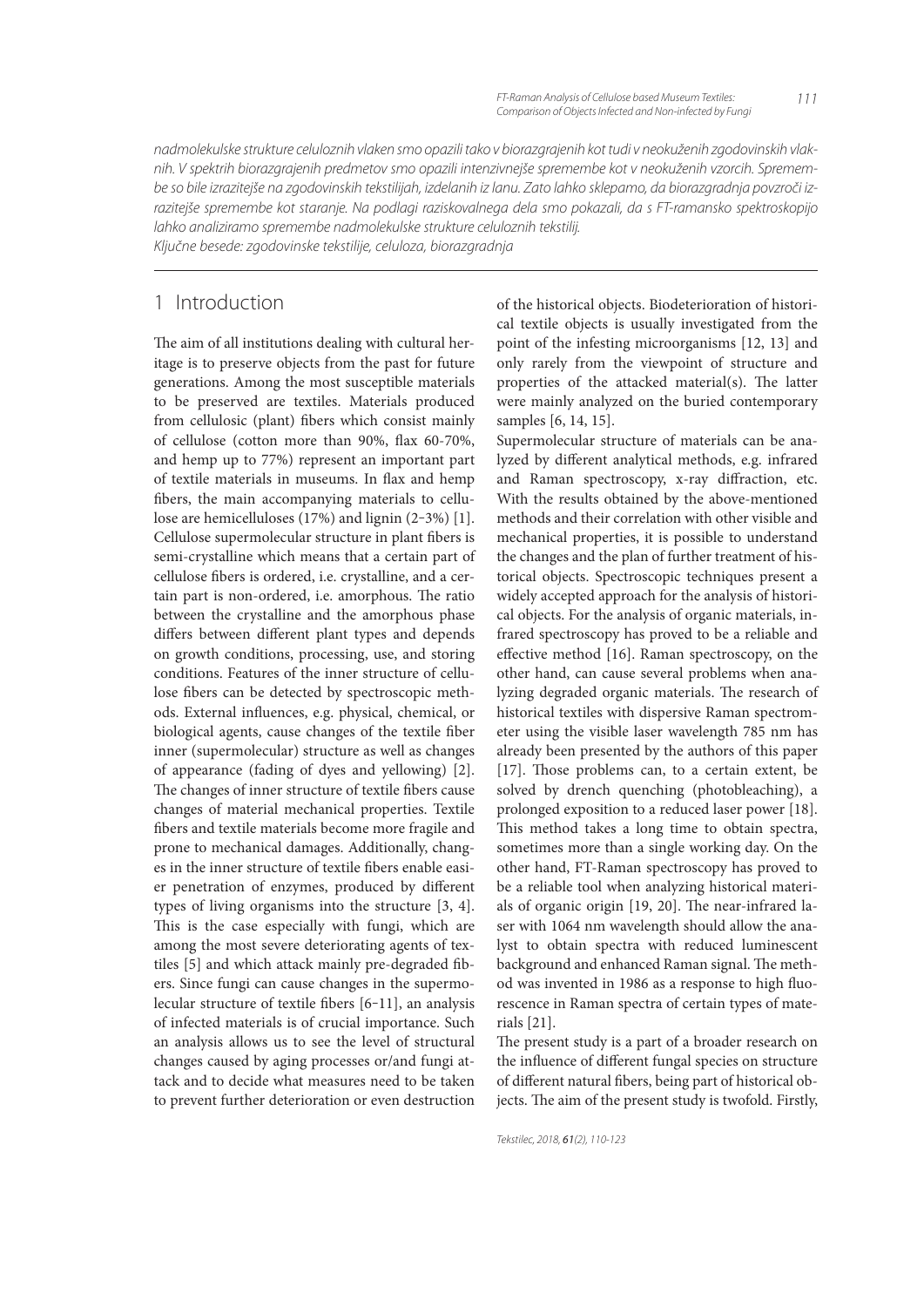*nadmolekulske strukture celuloznih vlaken smo opazili tako v biorazgrajenih kot tudi v neokuženih zgodovinskih vlaknih. V spektrih biorazgrajenih predmetov smo opazili intenzivnejše spremembe kot v neokuženih vzorcih. Spremembe so bile izrazitejše na zgodovinskih tekstilijah, izdelanih iz lanu. Zato lahko sklepamo, da biorazgradnja povzroči izrazitejše spremembe kot staranje. Na podlagi raziskovalnega dela smo pokazali, da s FT-ramansko spektroskopijo lahko analiziramo spremembe nadmolekulske strukture celuloznih tekstilij.*

*Ključne besede: zgodovinske tekstilije, celuloza, biorazgradnja*

## 1 Introduction

The aim of all institutions dealing with cultural heritage is to preserve objects from the past for future generations. Among the most susceptible materials to be preserved are textiles. Materials produced from cellulosic (plant) fibers which consist mainly of cellulose (cotton more than 90%, flax 60-70%, and hemp up to 77%) represent an important part of textile materials in museums. In flax and hemp fibers, the main accompanying materials to cellulose are hemicelluloses (17%) and lignin (2‒3%) [1]. Cellulose supermolecular structure in plant fibers is semi-crystalline which means that a certain part of cellulose fibers is ordered, i.e. crystalline, and a certain part is non-ordered, i.e. amorphous. The ratio between the crystalline and the amorphous phase differs between different plant types and depends on growth conditions, processing, use, and storing conditions. Features of the inner structure of cellulose fibers can be detected by spectroscopic methods. External influences, e.g. physical, chemical, or biological agents, cause changes of the textile fiber inner (supermolecular) structure as well as changes of appearance (fading of dyes and yellowing) [2]. The changes of inner structure of textile fibers cause changes of material mechanical properties. Textile fibers and textile materials become more fragile and prone to mechanical damages. Additionally, changes in the inner structure of textile fibers enable easier penetration of enzymes, produced by different types of living organisms into the structure [3, 4]. This is the case especially with fungi, which are among the most severe deteriorating agents of textiles [5] and which attack mainly pre-degraded fibers. Since fungi can cause changes in the supermolecular structure of textile fibers [6‒11], an analysis of infected materials is of crucial importance. Such an analysis allows us to see the level of structural changes caused by aging processes or/and fungi attack and to decide what measures need to be taken to prevent further deterioration or even destruction of the historical objects. Biodeterioration of historical textile objects is usually investigated from the point of the infesting microorganisms [12, 13] and only rarely from the viewpoint of structure and properties of the attacked material(s). The latter were mainly analyzed on the buried contemporary samples [6, 14, 15].

Supermolecular structure of materials can be analyzed by different analytical methods, e.g. infrared and Raman spectroscopy, x-ray diffraction, etc. With the results obtained by the above-mentioned methods and their correlation with other visible and mechanical properties, it is possible to understand the changes and the plan of further treatment of historical objects. Spectroscopic techniques present a widely accepted approach for the analysis of historical objects. For the analysis of organic materials, infrared spectroscopy has proved to be a reliable and effective method [16]. Raman spectroscopy, on the other hand, can cause several problems when analyzing degraded organic materials. The research of historical textiles with dispersive Raman spectrometer using the visible laser wavelength 785 nm has already been presented by the authors of this paper [17]. Those problems can, to a certain extent, be solved by drench quenching (photobleaching), a prolonged exposition to a reduced laser power [18]. This method takes a long time to obtain spectra, sometimes more than a single working day. On the other hand, FT-Raman spectroscopy has proved to be a reliable tool when analyzing historical materials of organic origin [19, 20]. The near-infrared laser with 1064 nm wavelength should allow the analyst to obtain spectra with reduced luminescent background and enhanced Raman signal. The method was invented in 1986 as a response to high fluorescence in Raman spectra of certain types of materials [21].

The present study is a part of a broader research on the influence of different fungal species on structure of different natural fibers, being part of historical objects. The aim of the present study is twofold. Firstly,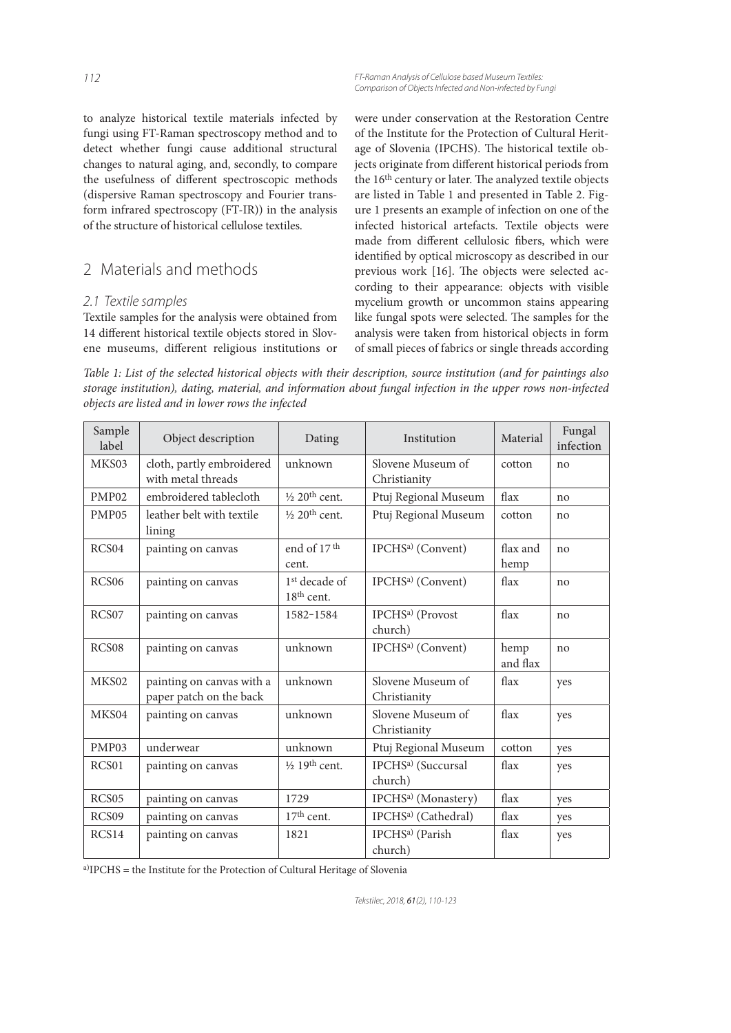to analyze historical textile materials infected by fungi using FT-Raman spectroscopy method and to detect whether fungi cause additional structural changes to natural aging, and, secondly, to compare the usefulness of different spectroscopic methods (dispersive Raman spectroscopy and Fourier transform infrared spectroscopy (FT-IR)) in the analysis of the structure of historical cellulose textiles.

## 2 Materials and methods

### 2.1 Textile samples

Textile samples for the analysis were obtained from 14 different historical textile objects stored in Slovene museums, different religious institutions or were under conservation at the Restoration Centre of the Institute for the Protection of Cultural Heritage of Slovenia (IPCHS). The historical textile objects originate from different historical periods from the 16th century or later. The analyzed textile objects are listed in Table 1 and presented in Table 2. Figure 1 presents an example of infection on one of the infected historical artefacts. Textile objects were made from different cellulosic fibers, which were identified by optical microscopy as described in our previous work [16]. The objects were selected according to their appearance: objects with visible mycelium growth or uncommon stains appearing like fungal spots were selected. The samples for the analysis were taken from historical objects in form of small pieces of fabrics or single threads according

*Table 1: List of the selected historical objects with their description, source institution (and for paintings also storage institution), dating, material, and information about fungal infection in the upper rows non-infected objects are listed and in lower rows the infected*

| Sample label | Object description | Dating | Institution | Material | Fungal infection |
|---|---|---|---|---|---|
| MKS03 | cloth, partly embroidered with metal threads | unknown | Slovene Museum of Christianity | cotton | no |
| PMP02 | embroidered tablecloth | ½ 20th cent. | Ptuj Regional Museum | flax | no |
| PMP05 | leather belt with textile lining | ½ 20th cent. | Ptuj Regional Museum | cotton | no |
| RCS04 | painting on canvas | end of 17th cent. | IPCHS[a] (Convent) | flax and hemp | no |
| RCS06 | painting on canvas | 1st decade of 18th cent. | IPCHS[a] (Convent) | flax | no |
| RCS07 | painting on canvas | 1582–1584 | IPCHS[a] (Provost church) | flax | no |
| RCS08 | painting on canvas | unknown | IPCHS[a] (Convent) | hemp and flax | no |
| MKS02 | painting on canvas with a paper patch on the back | unknown | Slovene Museum of Christianity | flax | yes |
| MKS04 | painting on canvas | unknown | Slovene Museum of Christianity | flax | yes |
| PMP03 | underwear | unknown | Ptuj Regional Museum | cotton | yes |
| RCS01 | painting on canvas | ½ 19th cent. | IPCHS[a] (Succursal church) | flax | yes |
| RCS05 | painting on canvas | 1729 | IPCHS[a] (Monastery) | flax | yes |
| RCS09 | painting on canvas | 17th cent. | IPCHS[a] (Cathedral) | flax | yes |
| RCS14 | painting on canvas | 1821 | IPCHS[a] (Parish church) | flax | yes |

[a] IPCHS = the Institute for the Protection of Cultural Heritage of Slovenia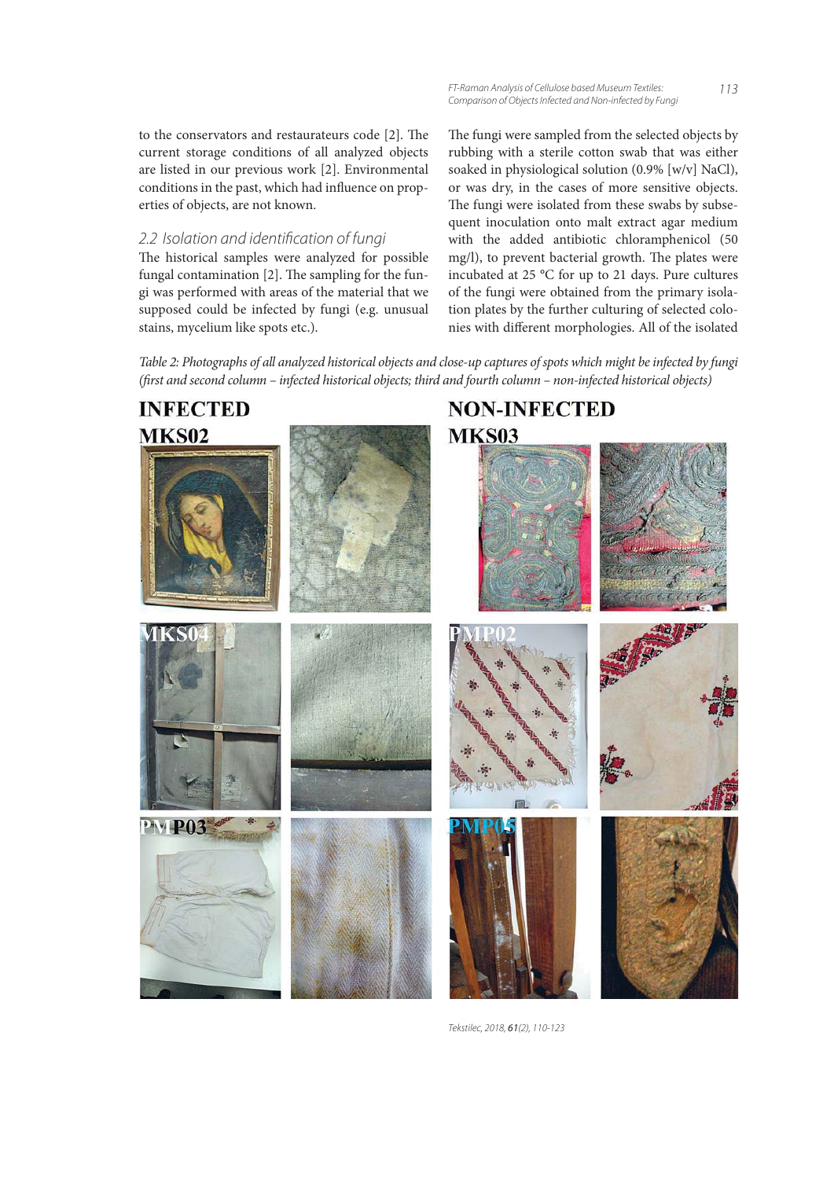to the conservators and restaurateurs code [2]. The current storage conditions of all analyzed objects are listed in our previous work [2]. Environmental conditions in the past, which had influence on properties of objects, are not known.

### 2.2 Isolation and identification of fungi

The historical samples were analyzed for possible fungal contamination [2]. The sampling for the fungi was performed with areas of the material that we supposed could be infected by fungi (e.g. unusual stains, mycelium like spots etc.).

The fungi were sampled from the selected objects by rubbing with a sterile cotton swab that was either soaked in physiological solution (0.9% [w/v] NaCl), or was dry, in the cases of more sensitive objects. The fungi were isolated from these swabs by subsequent inoculation onto malt extract agar medium with the added antibiotic chloramphenicol (50 mg/l), to prevent bacterial growth. The plates were incubated at 25 °C for up to 21 days. Pure cultures of the fungi were obtained from the primary isolation plates by the further culturing of selected colonies with different morphologies. All of the isolated

*Table 2: Photographs of all analyzed historical objects and close-up captures of spots which might be infected by fungi (first and second column – infected historical objects; third and fourth column – non-infected historical objects)*

| INFECTED | | NON-INFECTED | |
|---|---|---|---|
| MKS02 | | MKS03 | |
| MKS04 | | PMP02 | |
| PMP03 | | PMP05 | |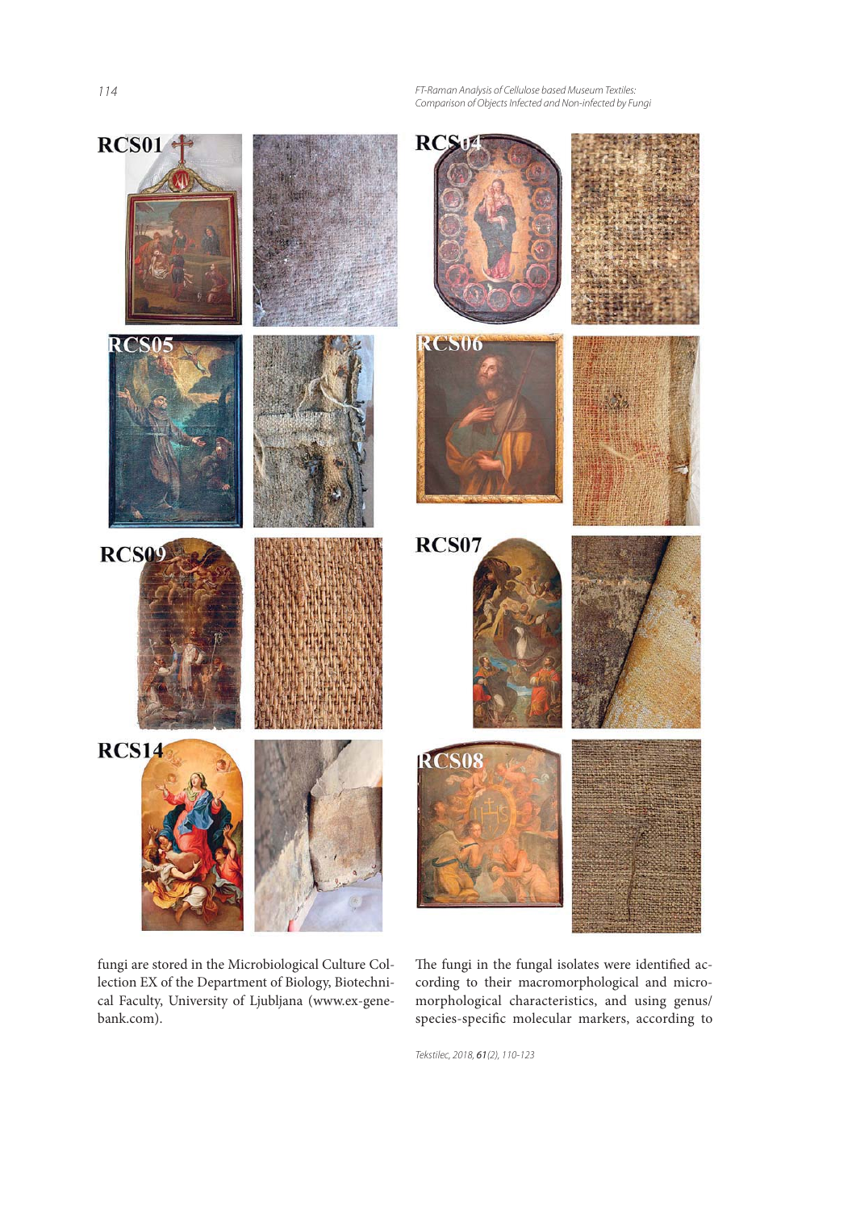RCS01

RCS04

RCS05

RCS06

RCS09

RCS07

RCS14

RCS08

fungi are stored in the Microbiological Culture Collection EX of the Department of Biology, Biotechnical Faculty, University of Ljubljana (www.ex-genebank.com).

The fungi in the fungal isolates were identified according to their macromorphological and micromorphological characteristics, and using genus/species-specific molecular markers, according to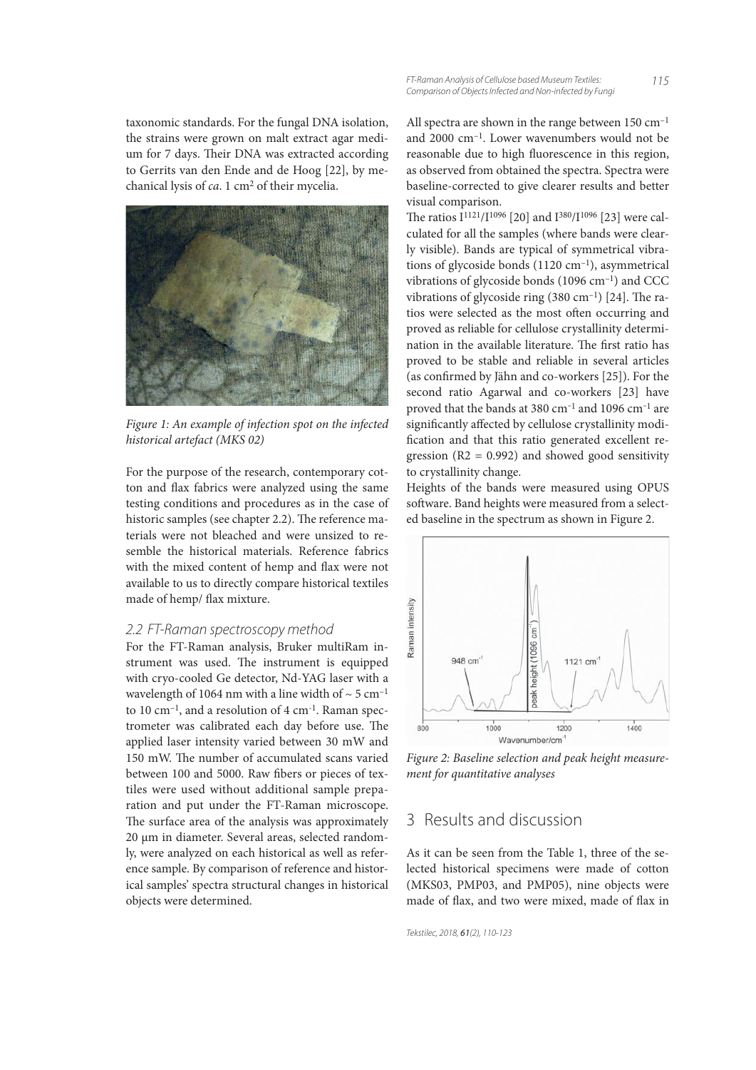taxonomic standards. For the fungal DNA isolation, the strains were grown on malt extract agar medium for 7 days. Their DNA was extracted according to Gerrits van den Ende and de Hoog [22], by mechanical lysis of *ca*. 1 cm$^2$ of their mycelia.

*Figure 1: An example of infection spot on the infected historical artefact (MKS 02)*

For the purpose of the research, contemporary cotton and flax fabrics were analyzed using the same testing conditions and procedures as in the case of historic samples (see chapter 2.2). The reference materials were not bleached and were unsized to resemble the historical materials. Reference fabrics with the mixed content of hemp and flax were not available to us to directly compare historical textiles made of hemp/ flax mixture.

### 2.2 FT-Raman spectroscopy method

For the FT-Raman analysis, Bruker multiRam instrument was used. The instrument is equipped with cryo-cooled Ge detector, Nd-YAG laser with a wavelength of 1064 nm with a line width of ~ 5 cm$^{-1}$ to 10 cm$^{-1}$, and a resolution of 4 cm$^{-1}$. Raman spectrometer was calibrated each day before use. The applied laser intensity varied between 30 mW and 150 mW. The number of accumulated scans varied between 100 and 5000. Raw fibers or pieces of textiles were used without additional sample preparation and put under the FT-Raman microscope. The surface area of the analysis was approximately 20 µm in diameter. Several areas, selected randomly, were analyzed on each historical as well as reference sample. By comparison of reference and historical samples' spectra structural changes in historical objects were determined.

All spectra are shown in the range between 150 cm$^{-1}$ and 2000 cm$^{-1}$. Lower wavenumbers would not be reasonable due to high fluorescence in this region, as observed from obtained the spectra. Spectra were baseline-corrected to give clearer results and better visual comparison.

The ratios $I^{1121}/I^{1096}$ [20] and $I^{380}/I^{1096}$ [23] were calculated for all the samples (where bands were clearly visible). Bands are typical of symmetrical vibrations of glycoside bonds (1120 cm$^{-1}$), asymmetrical vibrations of glycoside bonds (1096 cm$^{-1}$) and CCC vibrations of glycoside ring (380 cm$^{-1}$) [24]. The ratios were selected as the most often occurring and proved as reliable for cellulose crystallinity determination in the available literature. The first ratio has proved to be stable and reliable in several articles (as confirmed by Jähn and co-workers [25]). For the second ratio Agarwal and co-workers [23] have proved that the bands at 380 cm$^{-1}$ and 1096 cm$^{-1}$ are significantly affected by cellulose crystallinity modification and that this ratio generated excellent regression ($R2 = 0.992$) and showed good sensitivity to crystallinity change.

Heights of the bands were measured using OPUS software. Band heights were measured from a selected baseline in the spectrum as shown in Figure 2.

*Figure 2: Baseline selection and peak height measurement for quantitative analyses*

## 3 Results and discussion

As it can be seen from the Table 1, three of the selected historical specimens were made of cotton (MKS03, PMP03, and PMP05), nine objects were made of flax, and two were mixed, made of flax in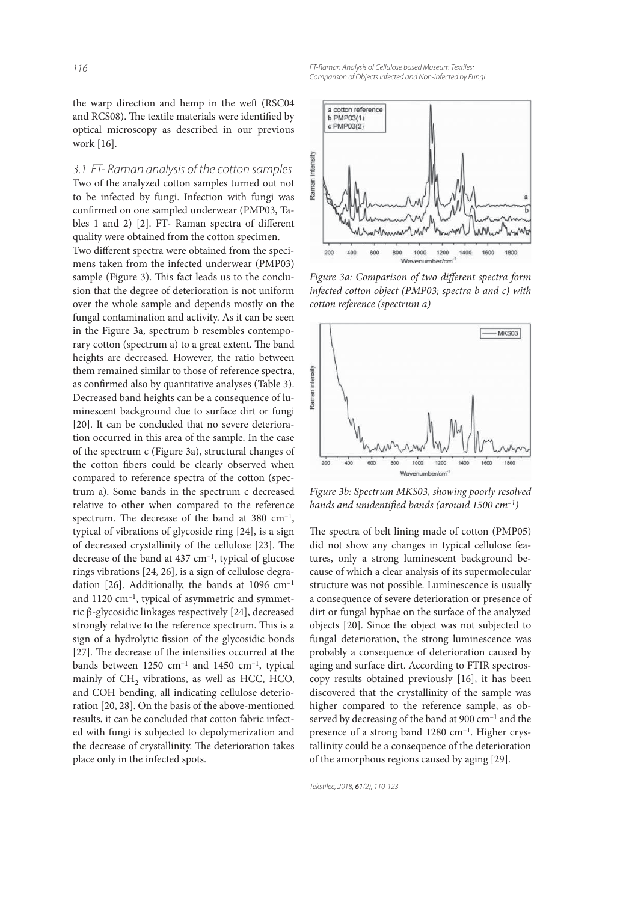the warp direction and hemp in the weft (RSC04 and RCS08). The textile materials were identified by optical microscopy as described in our previous work [16].

### 3.1 FT- Raman analysis of the cotton samples

Two of the analyzed cotton samples turned out not to be infected by fungi. Infection with fungi was confirmed on one sampled underwear (PMP03, Tables 1 and 2) [2]. FT- Raman spectra of different quality were obtained from the cotton specimen.

Two different spectra were obtained from the specimens taken from the infected underwear (PMP03) sample (Figure 3). This fact leads us to the conclusion that the degree of deterioration is not uniform over the whole sample and depends mostly on the fungal contamination and activity. As it can be seen in the Figure 3a, spectrum b resembles contemporary cotton (spectrum a) to a great extent. The band heights are decreased. However, the ratio between them remained similar to those of reference spectra, as confirmed also by quantitative analyses (Table 3). Decreased band heights can be a consequence of luminescent background due to surface dirt or fungi [20]. It can be concluded that no severe deterioration occurred in this area of the sample. In the case of the spectrum c (Figure 3a), structural changes of the cotton fibers could be clearly observed when compared to reference spectra of the cotton (spectrum a). Some bands in the spectrum c decreased relative to other when compared to the reference spectrum. The decrease of the band at 380 $cm^{-1}$, typical of vibrations of glycoside ring [24], is a sign of decreased crystallinity of the cellulose [23]. The decrease of the band at 437 $cm^{-1}$, typical of glucose rings vibrations [24, 26], is a sign of cellulose degradation [26]. Additionally, the bands at 1096 $cm^{-1}$ and 1120 $cm^{-1}$, typical of asymmetric and symmetric β-glycosidic linkages respectively [24], decreased strongly relative to the reference spectrum. This is a sign of a hydrolytic fission of the glycosidic bonds [27]. The decrease of the intensities occurred at the bands between 1250 $cm^{-1}$ and 1450 $cm^{-1}$, typical mainly of $CH_2$ vibrations, as well as HCC, HCO, and COH bending, all indicating cellulose deterioration [20, 28]. On the basis of the above-mentioned results, it can be concluded that cotton fabric infected with fungi is subjected to depolymerization and the decrease of crystallinity. The deterioration takes place only in the infected spots.

*Figure 3a: Comparison of two different spectra form infected cotton object (PMP03; spectra b and c) with cotton reference (spectrum a)*

*Figure 3b: Spectrum MKS03, showing poorly resolved bands and unidentified bands (around 1500 $cm^{-1}$)*

The spectra of belt lining made of cotton (PMP05) did not show any changes in typical cellulose features, only a strong luminescent background because of which a clear analysis of its supermolecular structure was not possible. Luminescence is usually a consequence of severe deterioration or presence of dirt or fungal hyphae on the surface of the analyzed objects [20]. Since the object was not subjected to fungal deterioration, the strong luminescence was probably a consequence of deterioration caused by aging and surface dirt. According to FTIR spectroscopy results obtained previously [16], it has been discovered that the crystallinity of the sample was higher compared to the reference sample, as observed by decreasing of the band at 900 $cm^{-1}$ and the presence of a strong band 1280 $cm^{-1}$. Higher crystallinity could be a consequence of the deterioration of the amorphous regions caused by aging [29].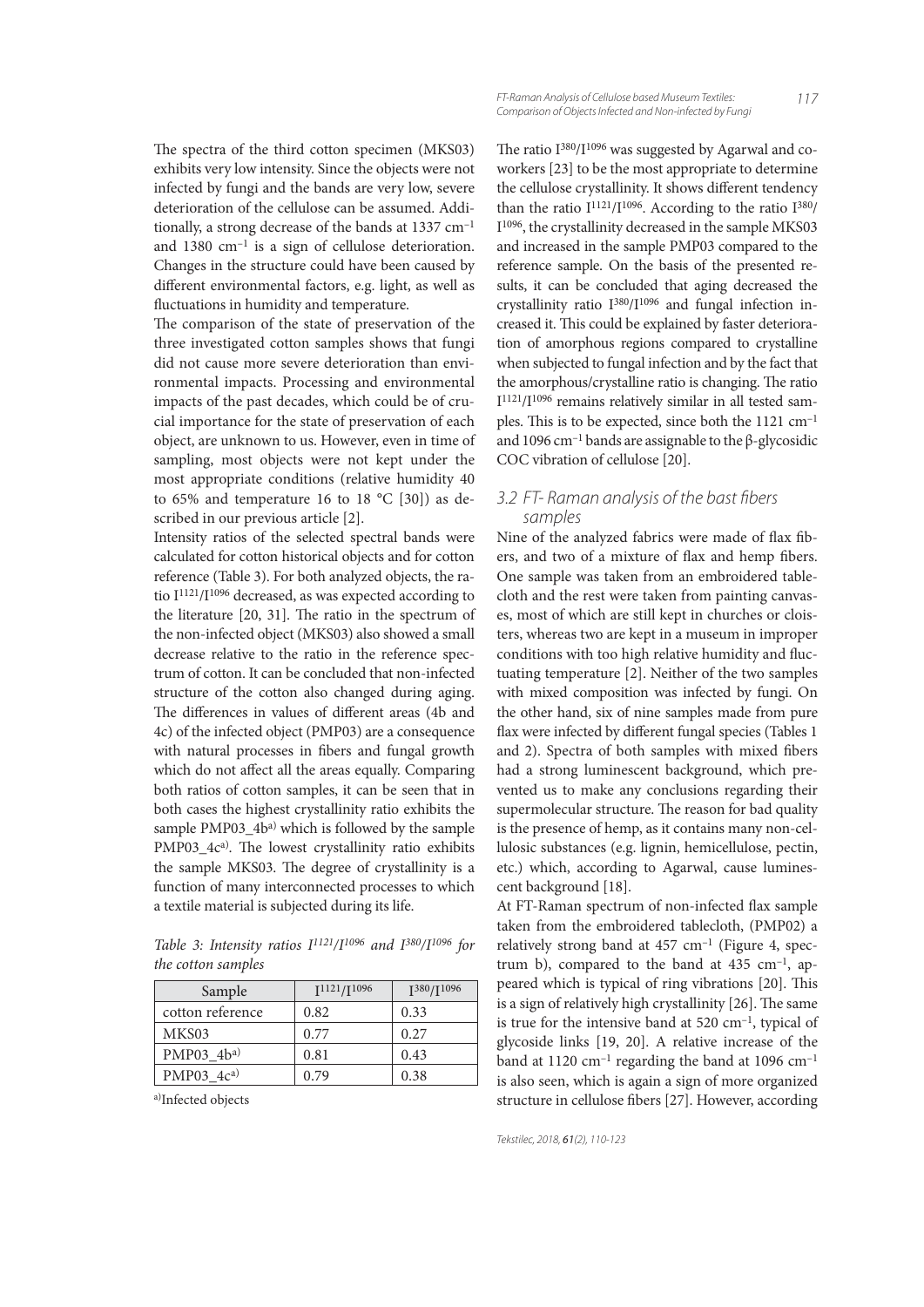The spectra of the third cotton specimen (MKS03) exhibits very low intensity. Since the objects were not infected by fungi and the bands are very low, severe deterioration of the cellulose can be assumed. Additionally, a strong decrease of the bands at 1337 $cm^{-1}$ and 1380 $cm^{-1}$ is a sign of cellulose deterioration. Changes in the structure could have been caused by different environmental factors, e.g. light, as well as fluctuations in humidity and temperature.

The comparison of the state of preservation of the three investigated cotton samples shows that fungi did not cause more severe deterioration than environmental impacts. Processing and environmental impacts of the past decades, which could be of crucial importance for the state of preservation of each object, are unknown to us. However, even in time of sampling, most objects were not kept under the most appropriate conditions (relative humidity 40 to 65% and temperature 16 to 18 °C [30]) as described in our previous article [2].

Intensity ratios of the selected spectral bands were calculated for cotton historical objects and for cotton reference (Table 3). For both analyzed objects, the ratio $I^{1121}/I^{1096}$ decreased, as was expected according to the literature [20, 31]. The ratio in the spectrum of the non-infected object (MKS03) also showed a small decrease relative to the ratio in the reference spectrum of cotton. It can be concluded that non-infected structure of the cotton also changed during aging. The differences in values of different areas (4b and 4c) of the infected object (PMP03) are a consequence with natural processes in fibers and fungal growth which do not affect all the areas equally. Comparing both ratios of cotton samples, it can be seen that in both cases the highest crystallinity ratio exhibits the sample PMP03_4b[a)] which is followed by the sample PMP03_4c[a)]. The lowest crystallinity ratio exhibits the sample MKS03. The degree of crystallinity is a function of many interconnected processes to which a textile material is subjected during its life.

*Table 3: Intensity ratios $I^{1121}/I^{1096}$ and $I^{380}/I^{1096}$ for the cotton samples*

| Sample | $I^{1121}/I^{1096}$ | $I^{380}/I^{1096}$ |
|---|---|---|
| cotton reference | 0.82 | 0.33 |
| MKS03 | 0.77 | 0.27 |
| PMP03_4b[a)] | 0.81 | 0.43 |
| PMP03_4c[a)] | 0.79 | 0.38 |

[a)]Infected objects

The ratio $I^{380}/I^{1096}$ was suggested by Agarwal and coworkers [23] to be the most appropriate to determine the cellulose crystallinity. It shows different tendency than the ratio $I^{1121}/I^{1096}$. According to the ratio $I^{380}/I^{1096}$, the crystallinity decreased in the sample MKS03 and increased in the sample PMP03 compared to the reference sample. On the basis of the presented results, it can be concluded that aging decreased the crystallinity ratio $I^{380}/I^{1096}$ and fungal infection increased it. This could be explained by faster deterioration of amorphous regions compared to crystalline when subjected to fungal infection and by the fact that the amorphous/crystalline ratio is changing. The ratio $I^{1121}/I^{1096}$ remains relatively similar in all tested samples. This is to be expected, since both the 1121 $cm^{-1}$ and 1096 $cm^{-1}$ bands are assignable to the β-glycosidic COC vibration of cellulose [20].

### 3.2 FT- Raman analysis of the bast fibers samples

Nine of the analyzed fabrics were made of flax fibers, and two of a mixture of flax and hemp fibers. One sample was taken from an embroidered tablecloth and the rest were taken from painting canvases, most of which are still kept in churches or cloisters, whereas two are kept in a museum in improper conditions with too high relative humidity and fluctuating temperature [2]. Neither of the two samples with mixed composition was infected by fungi. On the other hand, six of nine samples made from pure flax were infected by different fungal species (Tables 1 and 2). Spectra of both samples with mixed fibers had a strong luminescent background, which prevented us to make any conclusions regarding their supermolecular structure. The reason for bad quality is the presence of hemp, as it contains many non-cellulosic substances (e.g. lignin, hemicellulose, pectin, etc.) which, according to Agarwal, cause luminescent background [18].

At FT-Raman spectrum of non-infected flax sample taken from the embroidered tablecloth, (PMP02) a relatively strong band at 457 $cm^{-1}$ (Figure 4, spectrum b), compared to the band at 435 $cm^{-1}$, appeared which is typical of ring vibrations [20]. This is a sign of relatively high crystallinity [26]. The same is true for the intensive band at 520 $cm^{-1}$, typical of glycoside links [19, 20]. A relative increase of the band at 1120 $cm^{-1}$ regarding the band at 1096 $cm^{-1}$ is also seen, which is again a sign of more organized structure in cellulose fibers [27]. However, according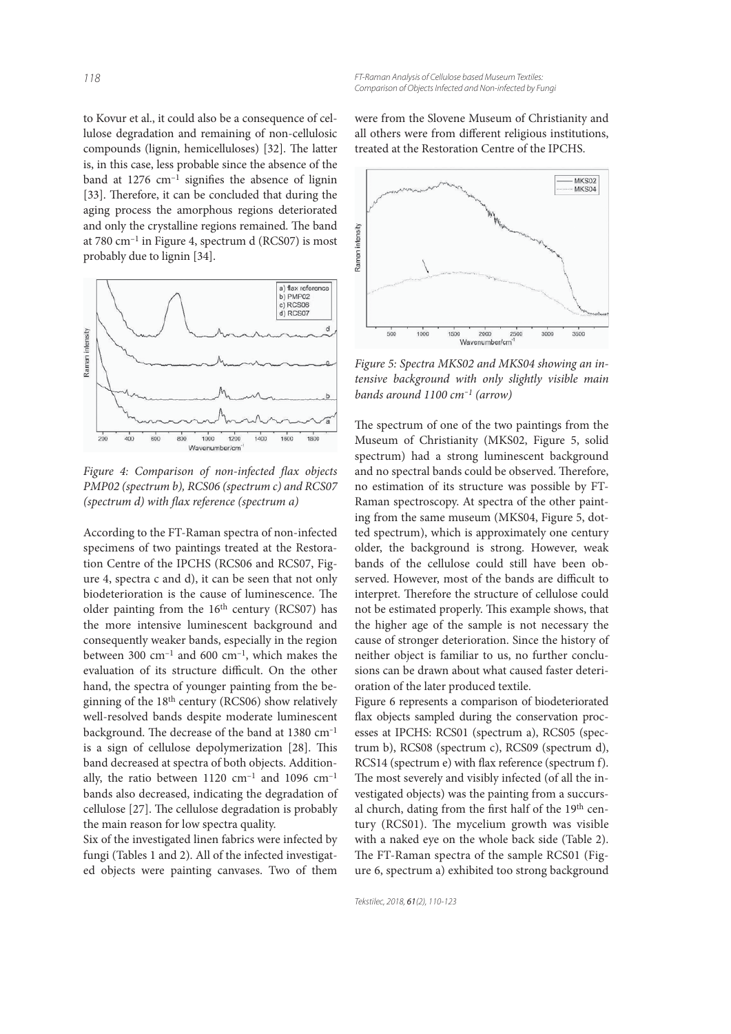to Kovur et al., it could also be a consequence of cellulose degradation and remaining of non-cellulosic compounds (lignin, hemicelluloses) [32]. The latter is, in this case, less probable since the absence of the band at 1276 cm$^{-1}$ signifies the absence of lignin [33]. Therefore, it can be concluded that during the aging process the amorphous regions deteriorated and only the crystalline regions remained. The band at 780 cm$^{-1}$ in Figure 4, spectrum d (RCS07) is most probably due to lignin [34].

*Figure 4: Comparison of non-infected flax objects PMP02 (spectrum b), RCS06 (spectrum c) and RCS07 (spectrum d) with flax reference (spectrum a)*

According to the FT-Raman spectra of non-infected specimens of two paintings treated at the Restoration Centre of the IPCHS (RCS06 and RCS07, Figure 4, spectra c and d), it can be seen that not only biodeterioration is the cause of luminescence. The older painting from the 16th century (RCS07) has the more intensive luminescent background and consequently weaker bands, especially in the region between 300 cm$^{-1}$ and 600 cm$^{-1}$, which makes the evaluation of its structure difficult. On the other hand, the spectra of younger painting from the beginning of the 18th century (RCS06) show relatively well-resolved bands despite moderate luminescent background. The decrease of the band at 1380 cm$^{-1}$ is a sign of cellulose depolymerization [28]. This band decreased at spectra of both objects. Additionally, the ratio between 1120 cm$^{-1}$ and 1096 cm$^{-1}$ bands also decreased, indicating the degradation of cellulose [27]. The cellulose degradation is probably the main reason for low spectra quality.

Six of the investigated linen fabrics were infected by fungi (Tables 1 and 2). All of the infected investigated objects were painting canvases. Two of them were from the Slovene Museum of Christianity and all others were from different religious institutions, treated at the Restoration Centre of the IPCHS.

*Figure 5: Spectra MKS02 and MKS04 showing an intensive background with only slightly visible main bands around 1100 cm$^{-1}$ (arrow)*

The spectrum of one of the two paintings from the Museum of Christianity (MKS02, Figure 5, solid spectrum) had a strong luminescent background and no spectral bands could be observed. Therefore, no estimation of its structure was possible by FT-Raman spectroscopy. At spectra of the other painting from the same museum (MKS04, Figure 5, dotted spectrum), which is approximately one century older, the background is strong. However, weak bands of the cellulose could still have been observed. However, most of the bands are difficult to interpret. Therefore the structure of cellulose could not be estimated properly. This example shows, that the higher age of the sample is not necessary the cause of stronger deterioration. Since the history of neither object is familiar to us, no further conclusions can be drawn about what caused faster deterioration of the later produced textile.

Figure 6 represents a comparison of biodeteriorated flax objects sampled during the conservation processes at IPCHS: RCS01 (spectrum a), RCS05 (spectrum b), RCS08 (spectrum c), RCS09 (spectrum d), RCS14 (spectrum e) with flax reference (spectrum f). The most severely and visibly infected (of all the investigated objects) was the painting from a succursal church, dating from the first half of the 19th century (RCS01). The mycelium growth was visible with a naked eye on the whole back side (Table 2). The FT-Raman spectra of the sample RCS01 (Figure 6, spectrum a) exhibited too strong background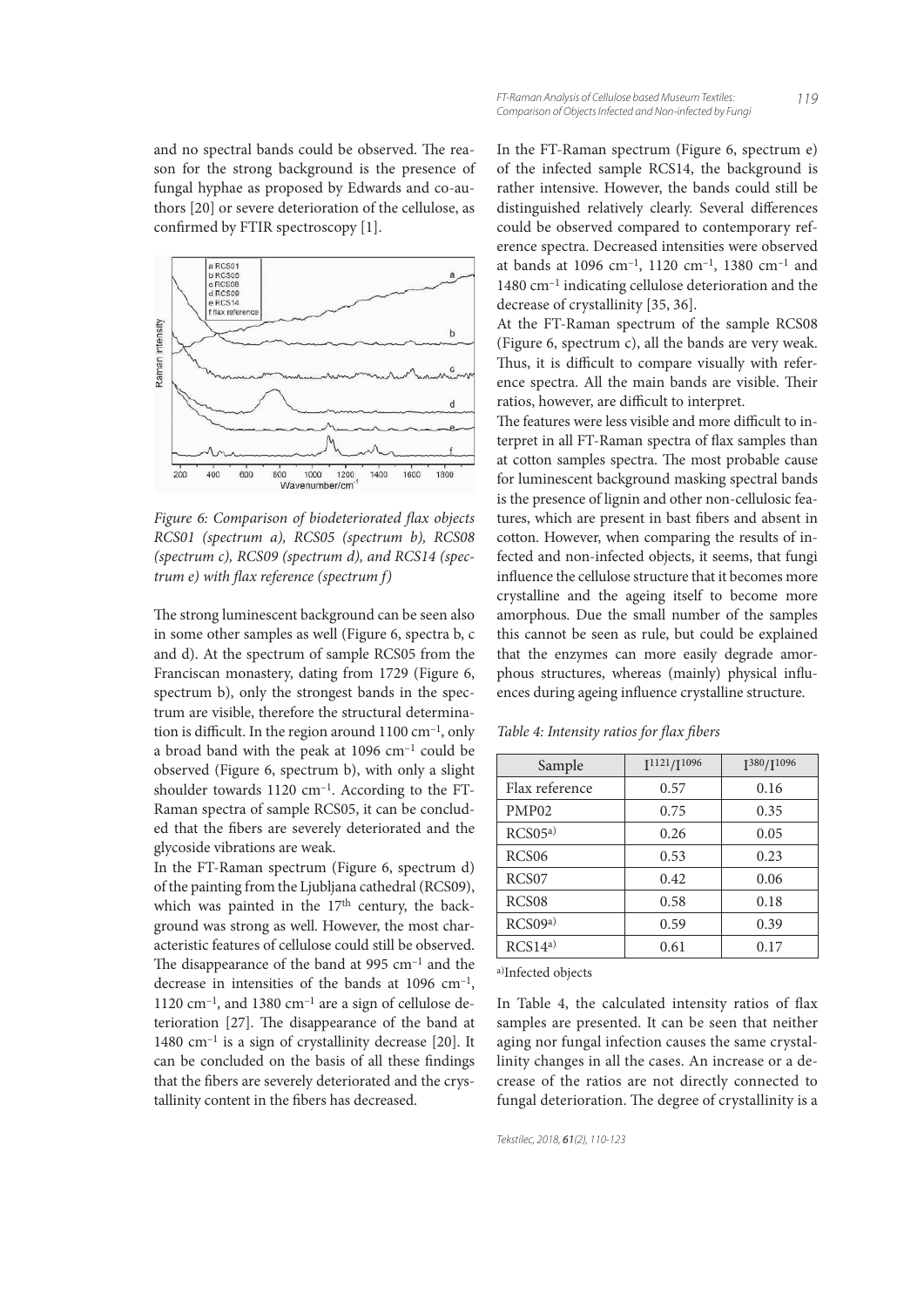and no spectral bands could be observed. The reason for the strong background is the presence of fungal hyphae as proposed by Edwards and co-authors [20] or severe deterioration of the cellulose, as confirmed by FTIR spectroscopy [1].

*Figure 6: Comparison of biodeteriorated flax objects RCS01 (spectrum a), RCS05 (spectrum b), RCS08 (spectrum c), RCS09 (spectrum d), and RCS14 (spectrum e) with flax reference (spectrum f)*

The strong luminescent background can be seen also in some other samples as well (Figure 6, spectra b, c and d). At the spectrum of sample RCS05 from the Franciscan monastery, dating from 1729 (Figure 6, spectrum b), only the strongest bands in the spectrum are visible, therefore the structural determination is difficult. In the region around 1100 cm$^{-1}$, only a broad band with the peak at 1096 cm$^{-1}$ could be observed (Figure 6, spectrum b), with only a slight shoulder towards 1120 cm$^{-1}$. According to the FT-Raman spectra of sample RCS05, it can be concluded that the fibers are severely deteriorated and the glycoside vibrations are weak.

In the FT-Raman spectrum (Figure 6, spectrum d) of the painting from the Ljubljana cathedral (RCS09), which was painted in the 17th century, the background was strong as well. However, the most characteristic features of cellulose could still be observed. The disappearance of the band at 995 cm$^{-1}$ and the decrease in intensities of the bands at 1096 cm$^{-1}$, 1120 cm$^{-1}$, and 1380 cm$^{-1}$ are a sign of cellulose deterioration [27]. The disappearance of the band at 1480 cm$^{-1}$ is a sign of crystallinity decrease [20]. It can be concluded on the basis of all these findings that the fibers are severely deteriorated and the crystallinity content in the fibers has decreased.

In the FT-Raman spectrum (Figure 6, spectrum e) of the infected sample RCS14, the background is rather intensive. However, the bands could still be distinguished relatively clearly. Several differences could be observed compared to contemporary reference spectra. Decreased intensities were observed at bands at 1096 cm$^{-1}$, 1120 cm$^{-1}$, 1380 cm$^{-1}$ and 1480 cm$^{-1}$ indicating cellulose deterioration and the decrease of crystallinity [35, 36].

At the FT-Raman spectrum of the sample RCS08 (Figure 6, spectrum c), all the bands are very weak. Thus, it is difficult to compare visually with reference spectra. All the main bands are visible. Their ratios, however, are difficult to interpret.

The features were less visible and more difficult to interpret in all FT-Raman spectra of flax samples than at cotton samples spectra. The most probable cause for luminescent background masking spectral bands is the presence of lignin and other non-cellulosic features, which are present in bast fibers and absent in cotton. However, when comparing the results of infected and non-infected objects, it seems, that fungi influence the cellulose structure that it becomes more crystalline and the ageing itself to become more amorphous. Due the small number of the samples this cannot be seen as rule, but could be explained that the enzymes can more easily degrade amorphous structures, whereas (mainly) physical influences during ageing influence crystalline structure.

*Table 4: Intensity ratios for flax fibers*

| Sample | $I^{1121}/I^{1096}$ | $I^{380}/I^{1096}$ |
|---|---|---|
| Flax reference | 0.57 | 0.16 |
| PMP02 | 0.75 | 0.35 |
| RCS05[a)] | 0.26 | 0.05 |
| RCS06 | 0.53 | 0.23 |
| RCS07 | 0.42 | 0.06 |
| RCS08 | 0.58 | 0.18 |
| RCS09[a)] | 0.59 | 0.39 |
| RCS14[a)] | 0.61 | 0.17 |

[a)]Infected objects

In Table 4, the calculated intensity ratios of flax samples are presented. It can be seen that neither aging nor fungal infection causes the same crystallinity changes in all the cases. An increase or a decrease of the ratios are not directly connected to fungal deterioration. The degree of crystallinity is a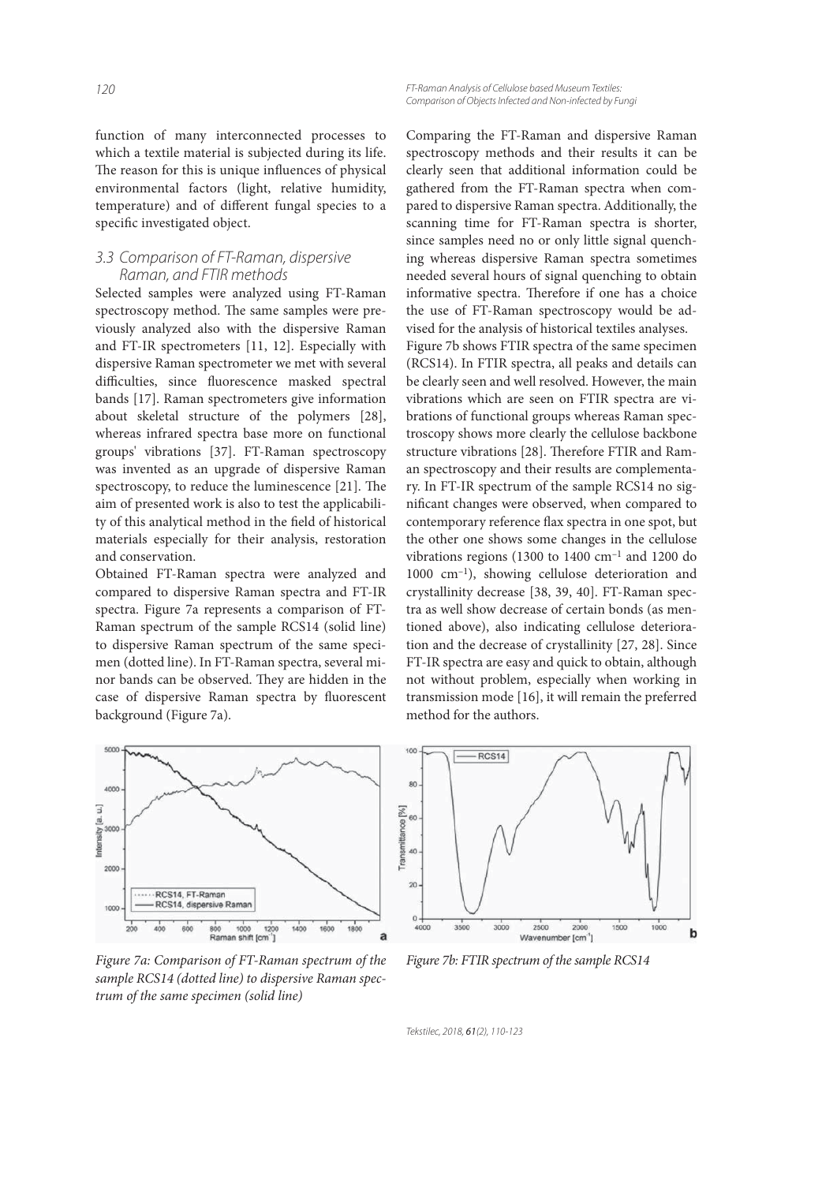function of many interconnected processes to which a textile material is subjected during its life. The reason for this is unique influences of physical environmental factors (light, relative humidity, temperature) and of different fungal species to a specific investigated object.

### 3.3 Comparison of FT-Raman, dispersive Raman, and FTIR methods

Selected samples were analyzed using FT-Raman spectroscopy method. The same samples were previously analyzed also with the dispersive Raman and FT-IR spectrometers [11, 12]. Especially with dispersive Raman spectrometer we met with several difficulties, since fluorescence masked spectral bands [17]. Raman spectrometers give information about skeletal structure of the polymers [28], whereas infrared spectra base more on functional groups' vibrations [37]. FT-Raman spectroscopy was invented as an upgrade of dispersive Raman spectroscopy, to reduce the luminescence [21]. The aim of presented work is also to test the applicability of this analytical method in the field of historical materials especially for their analysis, restoration and conservation.

Obtained FT-Raman spectra were analyzed and compared to dispersive Raman spectra and FT-IR spectra. Figure 7a represents a comparison of FT-Raman spectrum of the sample RCS14 (solid line) to dispersive Raman spectrum of the same specimen (dotted line). In FT-Raman spectra, several minor bands can be observed. They are hidden in the case of dispersive Raman spectra by fluorescent background (Figure 7a).

Comparing the FT-Raman and dispersive Raman spectroscopy methods and their results it can be clearly seen that additional information could be gathered from the FT-Raman spectra when compared to dispersive Raman spectra. Additionally, the scanning time for FT-Raman spectra is shorter, since samples need no or only little signal quenching whereas dispersive Raman spectra sometimes needed several hours of signal quenching to obtain informative spectra. Therefore if one has a choice the use of FT-Raman spectroscopy would be advised for the analysis of historical textiles analyses.

Figure 7b shows FTIR spectra of the same specimen (RCS14). In FTIR spectra, all peaks and details can be clearly seen and well resolved. However, the main vibrations which are seen on FTIR spectra are vibrations of functional groups whereas Raman spectroscopy shows more clearly the cellulose backbone structure vibrations [28]. Therefore FTIR and Raman spectroscopy and their results are complementary. In FT-IR spectrum of the sample RCS14 no significant changes were observed, when compared to contemporary reference flax spectra in one spot, but the other one shows some changes in the cellulose vibrations regions (1300 to 1400 $cm^{-1}$ and 1200 do 1000 $cm^{-1}$), showing cellulose deterioration and crystallinity decrease [38, 39, 40]. FT-Raman spectra as well show decrease of certain bonds (as mentioned above), also indicating cellulose deterioration and the decrease of crystallinity [27, 28]. Since FT-IR spectra are easy and quick to obtain, although not without problem, especially when working in transmission mode [16], it will remain the preferred method for the authors.

*Figure 7a: Comparison of FT-Raman spectrum of the sample RCS14 (dotted line) to dispersive Raman spectrum of the same specimen (solid line)*

*Figure 7b: FTIR spectrum of the sample RCS14*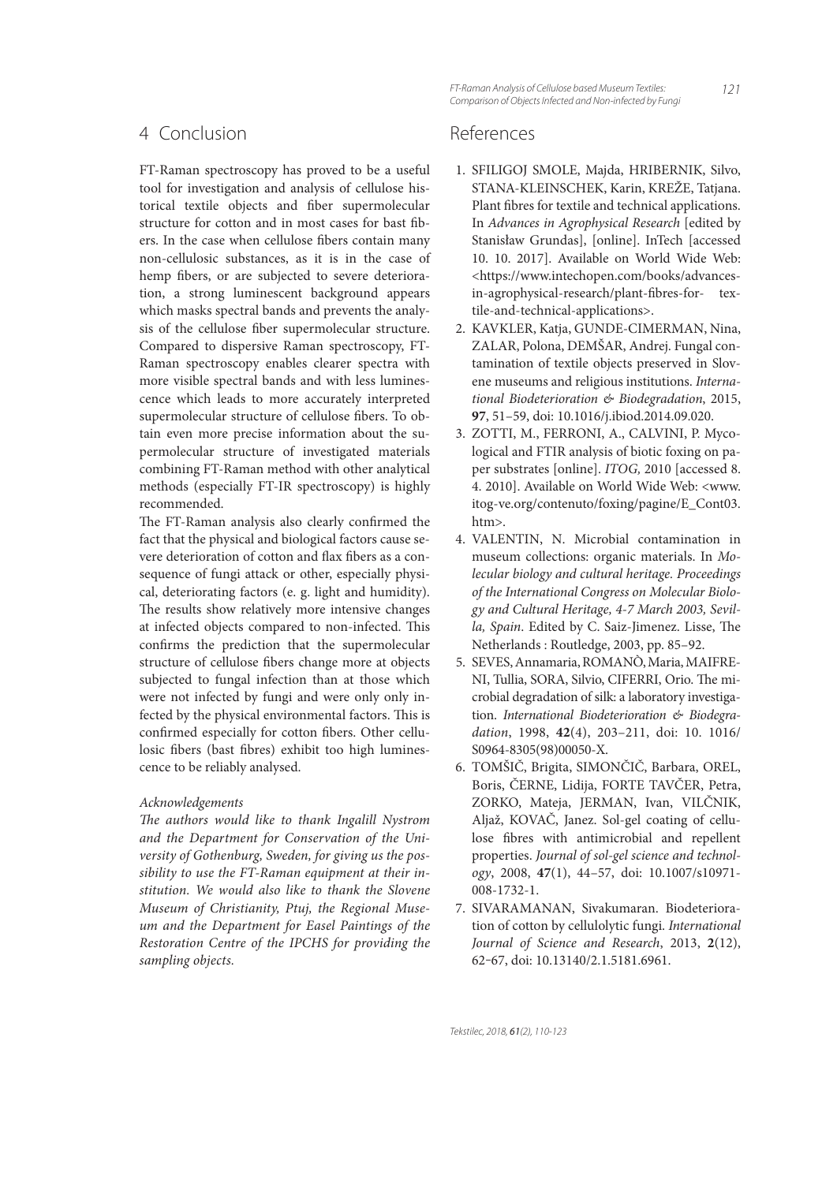## 4 Conclusion

FT-Raman spectroscopy has proved to be a useful tool for investigation and analysis of cellulose historical textile objects and fiber supermolecular structure for cotton and in most cases for bast fibers. In the case when cellulose fibers contain many non-cellulosic substances, as it is in the case of hemp fibers, or are subjected to severe deterioration, a strong luminescent background appears which masks spectral bands and prevents the analysis of the cellulose fiber supermolecular structure. Compared to dispersive Raman spectroscopy, FT-Raman spectroscopy enables clearer spectra with more visible spectral bands and with less luminescence which leads to more accurately interpreted supermolecular structure of cellulose fibers. To obtain even more precise information about the supermolecular structure of investigated materials combining FT-Raman method with other analytical methods (especially FT-IR spectroscopy) is highly recommended.

The FT-Raman analysis also clearly confirmed the fact that the physical and biological factors cause severe deterioration of cotton and flax fibers as a consequence of fungi attack or other, especially physical, deteriorating factors (e. g. light and humidity). The results show relatively more intensive changes at infected objects compared to non-infected. This confirms the prediction that the supermolecular structure of cellulose fibers change more at objects subjected to fungal infection than at those which were not infected by fungi and were only only infected by the physical environmental factors. This is confirmed especially for cotton fibers. Other cellulosic fibers (bast fibres) exhibit too high luminescence to be reliably analysed.

*Acknowledgements*

*The authors would like to thank Ingalill Nystrom and the Department for Conservation of the University of Gothenburg, Sweden, for giving us the possibility to use the FT-Raman equipment at their institution. We would also like to thank the Slovene Museum of Christianity, Ptuj, the Regional Museum and the Department for Easel Paintings of the Restoration Centre of the IPCHS for providing the sampling objects.*

## References

1. SFILIGOJ SMOLE, Majda, HRIBERNIK, Silvo, STANA-KLEINSCHEK, Karin, KREŽE, Tatjana. Plant fibres for textile and technical applications. In *Advances in Agrophysical Research* [edited by Stanisław Grundas], [online]. InTech [accessed 10. 10. 2017]. Available on World Wide Web: <https://www.intechopen.com/books/advances-in-agrophysical-research/plant-fibres-for-textile-and-technical-applications>.
2. KAVKLER, Katja, GUNDE-CIMERMAN, Nina, ZALAR, Polona, DEMŠAR, Andrej. Fungal contamination of textile objects preserved in Slovene museums and religious institutions. *International Biodeterioration & Biodegradation*, 2015, **97**, 51–59, doi: 10.1016/j.ibiod.2014.09.020.
3. ZOTTI, M., FERRONI, A., CALVINI, P. Mycological and FTIR analysis of biotic foxing on paper substrates [online]. *ITOG,* 2010 [accessed 8. 4. 2010]. Available on World Wide Web: <www.itog-ve.org/contenuto/foxing/pagine/E_Cont03.htm>.
4. VALENTIN, N. Microbial contamination in museum collections: organic materials. In *Molecular biology and cultural heritage. Proceedings of the International Congress on Molecular Biology and Cultural Heritage, 4-7 March 2003, Sevilla, Spain*. Edited by C. Saiz-Jimenez. Lisse, The Netherlands : Routledge, 2003, pp. 85–92.
5. SEVES, Annamaria, ROMANÒ, Maria, MAIFRENI, Tullia, SORA, Silvio, CIFERRI, Orio. The microbial degradation of silk: a laboratory investigation. *International Biodeterioration & Biodegradation*, 1998, **42**(4), 203–211, doi: 10. 1016/S0964-8305(98)00050-X.
6. TOMŠIČ, Brigita, SIMONČIČ, Barbara, OREL, Boris, ČERNE, Lidija, FORTE TAVČER, Petra, ZORKO, Mateja, JERMAN, Ivan, VILČNIK, Aljaž, KOVAČ, Janez. Sol-gel coating of cellulose fibres with antimicrobial and repellent properties. *Journal of sol-gel science and technology*, 2008, **47**(1), 44–57, doi: 10.1007/s10971-008-1732-1.
7. SIVARAMANAN, Sivakumaran. Biodeterioration of cotton by cellulolytic fungi. *International Journal of Science and Research*, 2013, **2**(12), 62‑67, doi: 10.13140/2.1.5181.6961.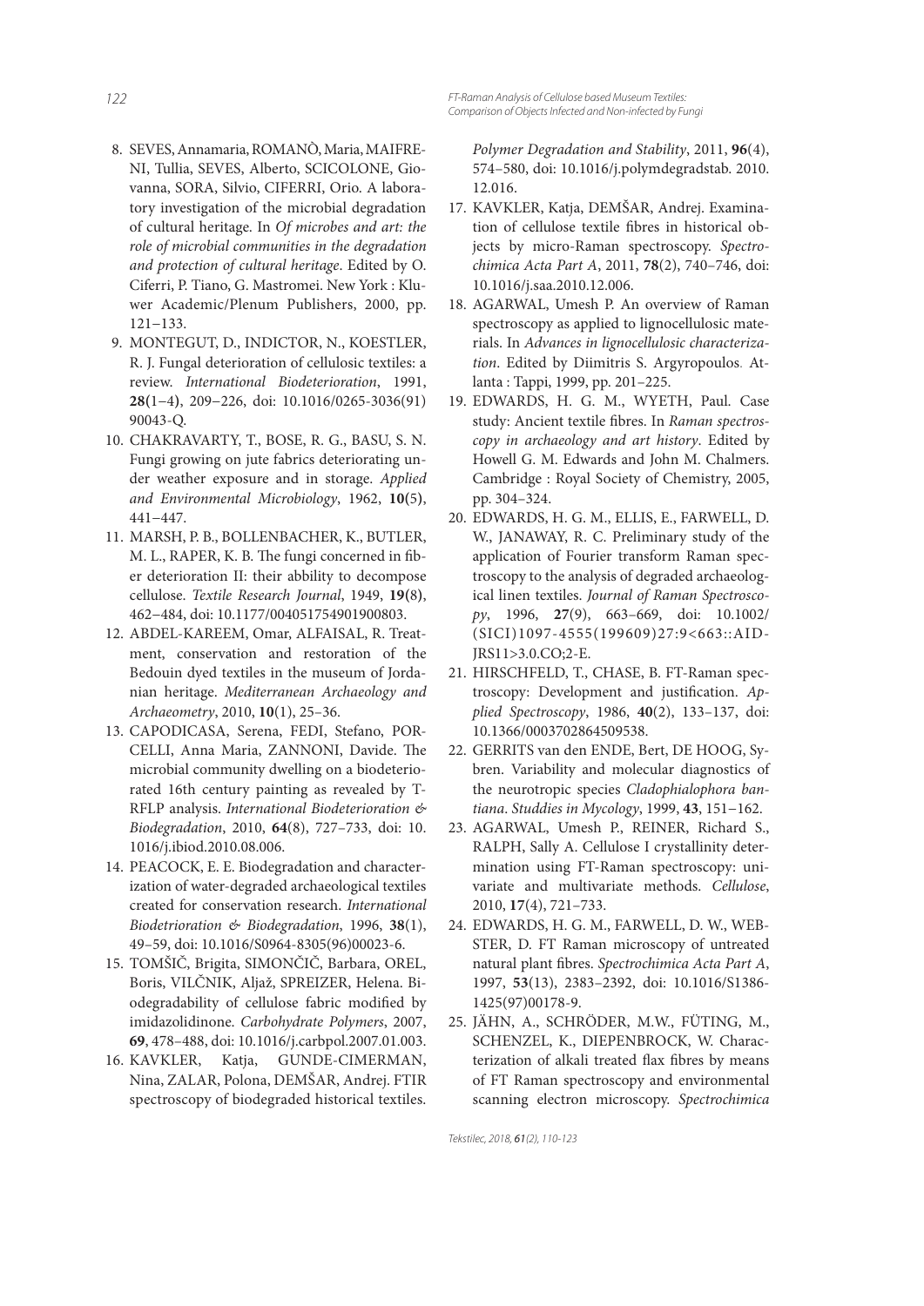8. SEVES, Annamaria, ROMANÒ, Maria, MAIFRENI, Tullia, SEVES, Alberto, SCICOLONE, Giovanna, SORA, Silvio, CIFERRI, Orio. A laboratory investigation of the microbial degradation of cultural heritage. In *Of microbes and art: the role of microbial communities in the degradation and protection of cultural heritage*. Edited by O. Ciferri, P. Tiano, G. Mastromei. New York : Kluwer Academic/Plenum Publishers, 2000, pp. 121−133.
9. MONTEGUT, D., INDICTOR, N., KOESTLER, R. J. Fungal deterioration of cellulosic textiles: a review. *International Biodeterioration*, 1991, **28**(1−4), 209−226, doi: 10.1016/0265-3036(91) 90043-Q.
10. CHAKRAVARTY, T., BOSE, R. G., BASU, S. N. Fungi growing on jute fabrics deteriorating under weather exposure and in storage. *Applied and Environmental Microbiology*, 1962, **10**(5), 441−447.
11. MARSH, P. B., BOLLENBACHER, K., BUTLER, M. L., RAPER, K. B. The fungi concerned in fiber deterioration II: their abbility to decompose cellulose. *Textile Research Journal*, 1949, **19**(8), 462−484, doi: 10.1177/004051754901900803.
12. ABDEL-KAREEM, Omar, ALFAISAL, R. Treatment, conservation and restoration of the Bedouin dyed textiles in the museum of Jordanian heritage. *Mediterranean Archaeology and Archaeometry*, 2010, **10**(1), 25–36.
13. CAPODICASA, Serena, FEDI, Stefano, PORCELLI, Anna Maria, ZANNONI, Davide. The microbial community dwelling on a biodeteriorated 16th century painting as revealed by T-RFLP analysis. *International Biodeterioration & Biodegradation*, 2010, **64**(8), 727–733, doi: 10. 1016/j.ibiod.2010.08.006.
14. PEACOCK, E. E. Biodegradation and characterization of water-degraded archaeological textiles created for conservation research. *International Biodetrioration & Biodegradation*, 1996, **38**(1), 49–59, doi: 10.1016/S0964-8305(96)00023-6.
15. TOMŠIČ, Brigita, SIMONČIČ, Barbara, OREL, Boris, VILČNIK, Aljaž, SPREIZER, Helena. Biodegradability of cellulose fabric modified by imidazolidinone. *Carbohydrate Polymers*, 2007, **69**, 478–488, doi: 10.1016/j.carbpol.2007.01.003.
16. KAVKLER, Katja, GUNDE-CIMERMAN, Nina, ZALAR, Polona, DEMŠAR, Andrej. FTIR spectroscopy of biodegraded historical textiles. *Polymer Degradation and Stability*, 2011, **96**(4), 574–580, doi: 10.1016/j.polymdegradstab. 2010. 12.016.
17. KAVKLER, Katja, DEMŠAR, Andrej. Examination of cellulose textile fibres in historical objects by micro-Raman spectroscopy. *Spectrochimica Acta Part A*, 2011, **78**(2), 740–746, doi: 10.1016/j.saa.2010.12.006.
18. AGARWAL, Umesh P. An overview of Raman spectroscopy as applied to lignocellulosic materials. In *Advances in lignocellulosic characterization*. Edited by Diimitris S. Argyropoulos. Atlanta : Tappi, 1999, pp. 201–225.
19. EDWARDS, H. G. M., WYETH, Paul. Case study: Ancient textile fibres. In *Raman spectroscopy in archaeology and art history*. Edited by Howell G. M. Edwards and John M. Chalmers. Cambridge : Royal Society of Chemistry, 2005, pp. 304–324.
20. EDWARDS, H. G. M., ELLIS, E., FARWELL, D. W., JANAWAY, R. C. Preliminary study of the application of Fourier transform Raman spectroscopy to the analysis of degraded archaeological linen textiles. *Journal of Raman Spectroscopy*, 1996, **27**(9), 663–669, doi: 10.1002/ (SICI)1097-4555(199609)27:9<663::AID-JRS11>3.0.CO;2-E.
21. HIRSCHFELD, T., CHASE, B. FT-Raman spectroscopy: Development and justification. *Applied Spectroscopy*, 1986, **40**(2), 133–137, doi: 10.1366/0003702864509538.
22. GERRITS van den ENDE, Bert, DE HOOG, Sybren. Variability and molecular diagnostics of the neurotropic species *Cladophialophora bantiana*. *Studdies in Mycology*, 1999, **43**, 151–162.
23. AGARWAL, Umesh P., REINER, Richard S., RALPH, Sally A. Cellulose I crystallinity determination using FT-Raman spectroscopy: univariate and multivariate methods. *Cellulose*, 2010, **17**(4), 721–733.
24. EDWARDS, H. G. M., FARWELL, D. W., WEBSTER, D. FT Raman microscopy of untreated natural plant fibres. *Spectrochimica Acta Part A*, 1997, **53**(13), 2383–2392, doi: 10.1016/S1386-1425(97)00178-9.
25. JÄHN, A., SCHRÖDER, M.W., FÜTING, M., SCHENZEL, K., DIEPENBROCK, W. Characterization of alkali treated flax fibres by means of FT Raman spectroscopy and environmental scanning electron microscopy. *Spectrochimica*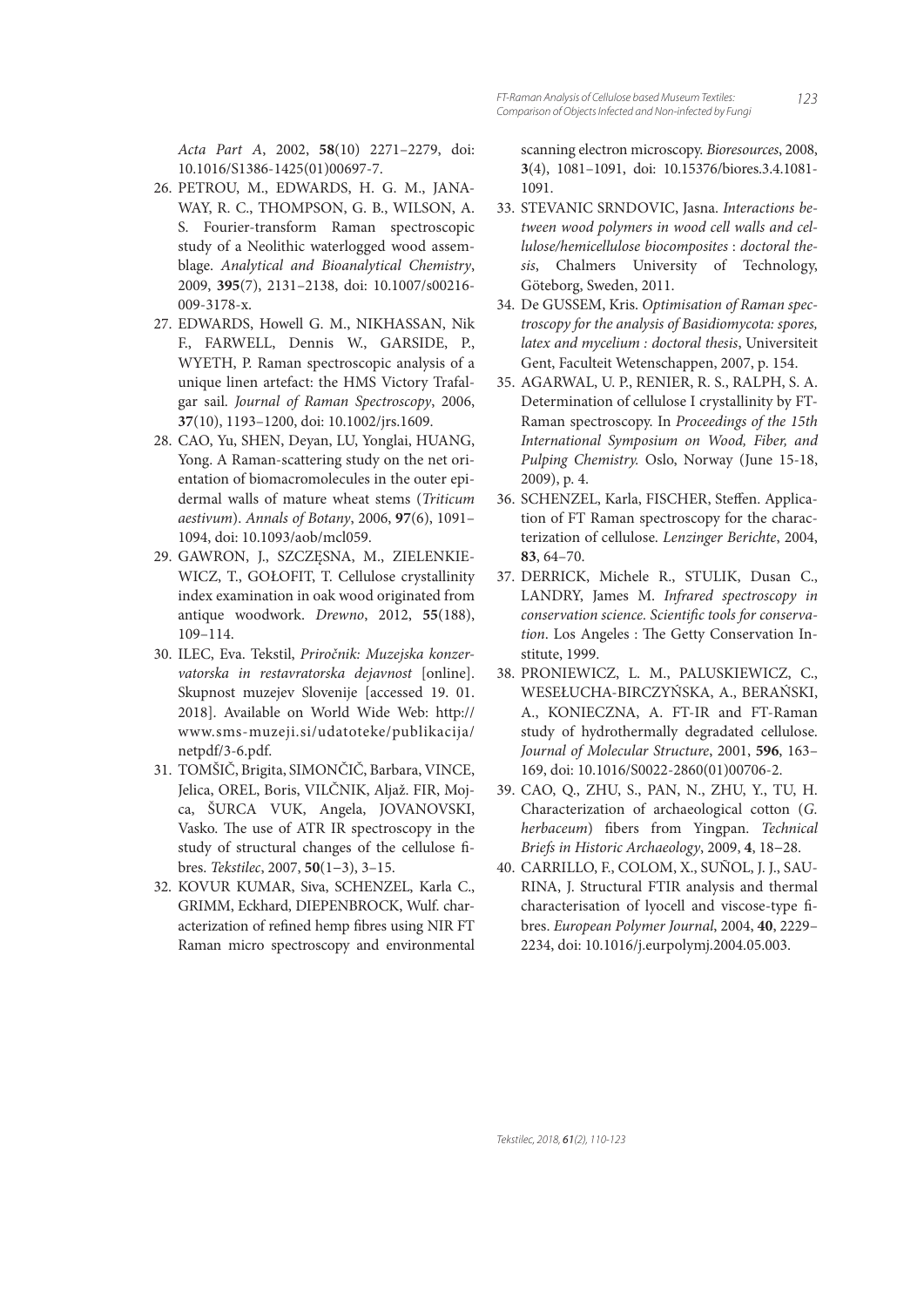*Acta Part A*, 2002, **58**(10) 2271–2279, doi: 10.1016/S1386-1425(01)00697-7.

26. PETROU, M., EDWARDS, H. G. M., JANAWAY, R. C., THOMPSON, G. B., WILSON, A. S. Fourier-transform Raman spectroscopic study of a Neolithic waterlogged wood assemblage. *Analytical and Bioanalytical Chemistry*, 2009, **395**(7), 2131–2138, doi: 10.1007/s00216-009-3178-x.
27. EDWARDS, Howell G. M., NIKHASSAN, Nik F., FARWELL, Dennis W., GARSIDE, P., WYETH, P. Raman spectroscopic analysis of a unique linen artefact: the HMS Victory Trafalgar sail. *Journal of Raman Spectroscopy*, 2006, **37**(10), 1193–1200, doi: 10.1002/jrs.1609.
28. CAO, Yu, SHEN, Deyan, LU, Yonglai, HUANG, Yong. A Raman-scattering study on the net orientation of biomacromolecules in the outer epidermal walls of mature wheat stems (*Triticum aestivum*). *Annals of Botany*, 2006, **97**(6), 1091–1094, doi: 10.1093/aob/mcl059.
29. GAWRON, J., SZCZĘSNA, M., ZIELENKIEWICZ, T., GOŁOFIT, T. Cellulose crystallinity index examination in oak wood originated from antique woodwork. *Drewno*, 2012, **55**(188), 109–114.
30. ILEC, Eva. Tekstil, *Priročnik: Muzejska konzervatorska in restavratorska dejavnost* [online]. Skupnost muzejev Slovenije [accessed 19. 01. 2018]. Available on World Wide Web: http://www.sms-muzeji.si/udatoteke/publikacija/netpdf/3-6.pdf.
31. TOMŠIČ, Brigita, SIMONČIČ, Barbara, VINCE, Jelica, OREL, Boris, VILČNIK, Aljaž. FIR, Mojca, ŠURCA VUK, Angela, JOVANOVSKI, Vasko. The use of ATR IR spectroscopy in the study of structural changes of the cellulose fibres. *Tekstilec*, 2007, **50**(1–3), 3–15.
32. KOVUR KUMAR, Siva, SCHENZEL, Karla C., GRIMM, Eckhard, DIEPENBROCK, Wulf. characterization of refined hemp fibres using NIR FT Raman micro spectroscopy and environmental scanning electron microscopy. *Bioresources*, 2008, **3**(4), 1081–1091, doi: 10.15376/biores.3.4.1081-1091.
33. STEVANIC SRNDOVIC, Jasna. *Interactions between wood polymers in wood cell walls and cellulose/hemicellulose biocomposites* : *doctoral thesis*, Chalmers University of Technology, Göteborg, Sweden, 2011.
34. De GUSSEM, Kris. *Optimisation of Raman spectroscopy for the analysis of Basidiomycota: spores, latex and mycelium : doctoral thesis*, Universiteit Gent, Faculteit Wetenschappen, 2007, p. 154.
35. AGARWAL, U. P., RENIER, R. S., RALPH, S. A. Determination of cellulose I crystallinity by FT-Raman spectroscopy. In *Proceedings of the 15th International Symposium on Wood, Fiber, and Pulping Chemistry.* Oslo, Norway (June 15-18, 2009), p. 4.
36. SCHENZEL, Karla, FISCHER, Steffen. Application of FT Raman spectroscopy for the characterization of cellulose. *Lenzinger Berichte*, 2004, **83**, 64–70.
37. DERRICK, Michele R., STULIK, Dusan C., LANDRY, James M. *Infrared spectroscopy in conservation science. Scientific tools for conservation*. Los Angeles : The Getty Conservation Institute, 1999.
38. PRONIEWICZ, L. M., PALUSKIEWICZ, C., WESEŁUCHA-BIRCZYŃSKA, A., BERAŃSKI, A., KONIECZNA, A. FT-IR and FT-Raman study of hydrothermally degradated cellulose. *Journal of Molecular Structure*, 2001, **596**, 163–169, doi: 10.1016/S0022-2860(01)00706-2.
39. CAO, Q., ZHU, S., PAN, N., ZHU, Y., TU, H. Characterization of archaeological cotton (*G. herbaceum*) fibers from Yingpan. *Technical Briefs in Historic Archaeology*, 2009, **4**, 18–28.
40. CARRILLO, F., COLOM, X., SUÑOL, J. J., SAURINA, J. Structural FTIR analysis and thermal characterisation of lyocell and viscose-type fibres. *European Polymer Journal*, 2004, **40**, 2229–2234, doi: 10.1016/j.eurpolymj.2004.05.003.